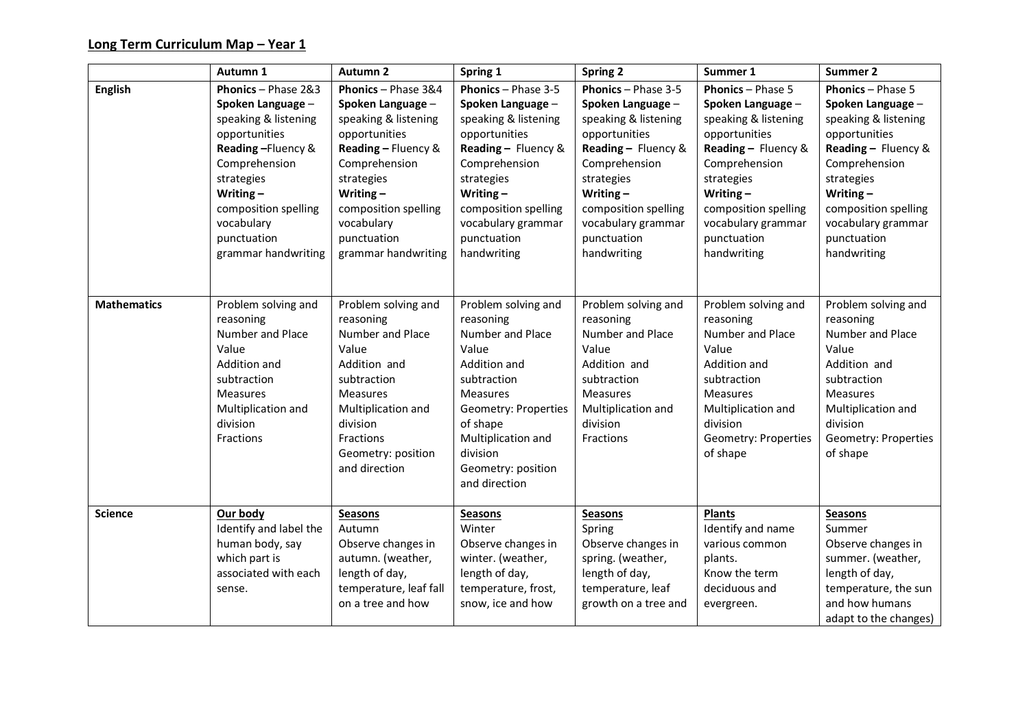**Long Term Curriculum Map – Year 1**

| | Autumn 1 | Autumn 2 | Spring 1 | Spring 2 | Summer 1 | Summer 2 |
|---|---|---|---|---|---|---|
| **English** | **Phonics** – Phase 2&3<br>**Spoken Language** – speaking & listening opportunities<br>**Reading** –Fluency & Comprehension strategies<br>**Writing** – composition spelling vocabulary punctuation grammar handwriting | **Phonics** – Phase 3&4<br>**Spoken Language** – speaking & listening opportunities<br>**Reading** – Fluency & Comprehension strategies<br>**Writing** – composition spelling vocabulary punctuation grammar handwriting | **Phonics** – Phase 3-5<br>**Spoken Language** – speaking & listening opportunities<br>**Reading** – Fluency & Comprehension strategies<br>**Writing** – composition spelling vocabulary grammar punctuation handwriting | **Phonics** – Phase 3-5<br>**Spoken Language** – speaking & listening opportunities<br>**Reading** – Fluency & Comprehension strategies<br>**Writing** – composition spelling vocabulary grammar punctuation handwriting | **Phonics** – Phase 5<br>**Spoken Language** – speaking & listening opportunities<br>**Reading** – Fluency & Comprehension strategies<br>**Writing** – composition spelling vocabulary grammar punctuation handwriting | **Phonics** – Phase 5<br>**Spoken Language** – speaking & listening opportunities<br>**Reading** – Fluency & Comprehension strategies<br>**Writing** – composition spelling vocabulary grammar punctuation handwriting |
| **Mathematics** | Problem solving and reasoning<br>Number and Place Value<br>Addition and subtraction<br>Measures<br>Multiplication and division<br>Fractions | Problem solving and reasoning<br>Number and Place Value<br>Addition and subtraction<br>Measures<br>Multiplication and division<br>Fractions<br>Geometry: position and direction | Problem solving and reasoning<br>Number and Place Value<br>Addition and subtraction<br>Measures<br>Geometry: Properties of shape<br>Multiplication and division<br>Geometry: position and direction | Problem solving and reasoning<br>Number and Place Value<br>Addition and subtraction<br>Measures<br>Multiplication and division<br>Fractions | Problem solving and reasoning<br>Number and Place Value<br>Addition and subtraction<br>Measures<br>Multiplication and division<br>Geometry: Properties of shape | Problem solving and reasoning<br>Number and Place Value<br>Addition and subtraction<br>Measures<br>Multiplication and division<br>Geometry: Properties of shape |
| **Science** | <u>**Our body**</u><br>Identify and label the human body, say which part is associated with each sense. | <u>**Seasons**</u><br>Autumn<br>Observe changes in autumn. (weather, length of day, temperature, leaf fall on a tree and how | <u>**Seasons**</u><br>Winter<br>Observe changes in winter. (weather, length of day, temperature, frost, snow, ice and how | <u>**Seasons**</u><br>Spring<br>Observe changes in spring. (weather, length of day, temperature, leaf growth on a tree and | <u>**Plants**</u><br>Identify and name various common plants.<br>Know the term deciduous and evergreen. | <u>**Seasons**</u><br>Summer<br>Observe changes in summer. (weather, length of day, temperature, the sun and how humans adapt to the changes) |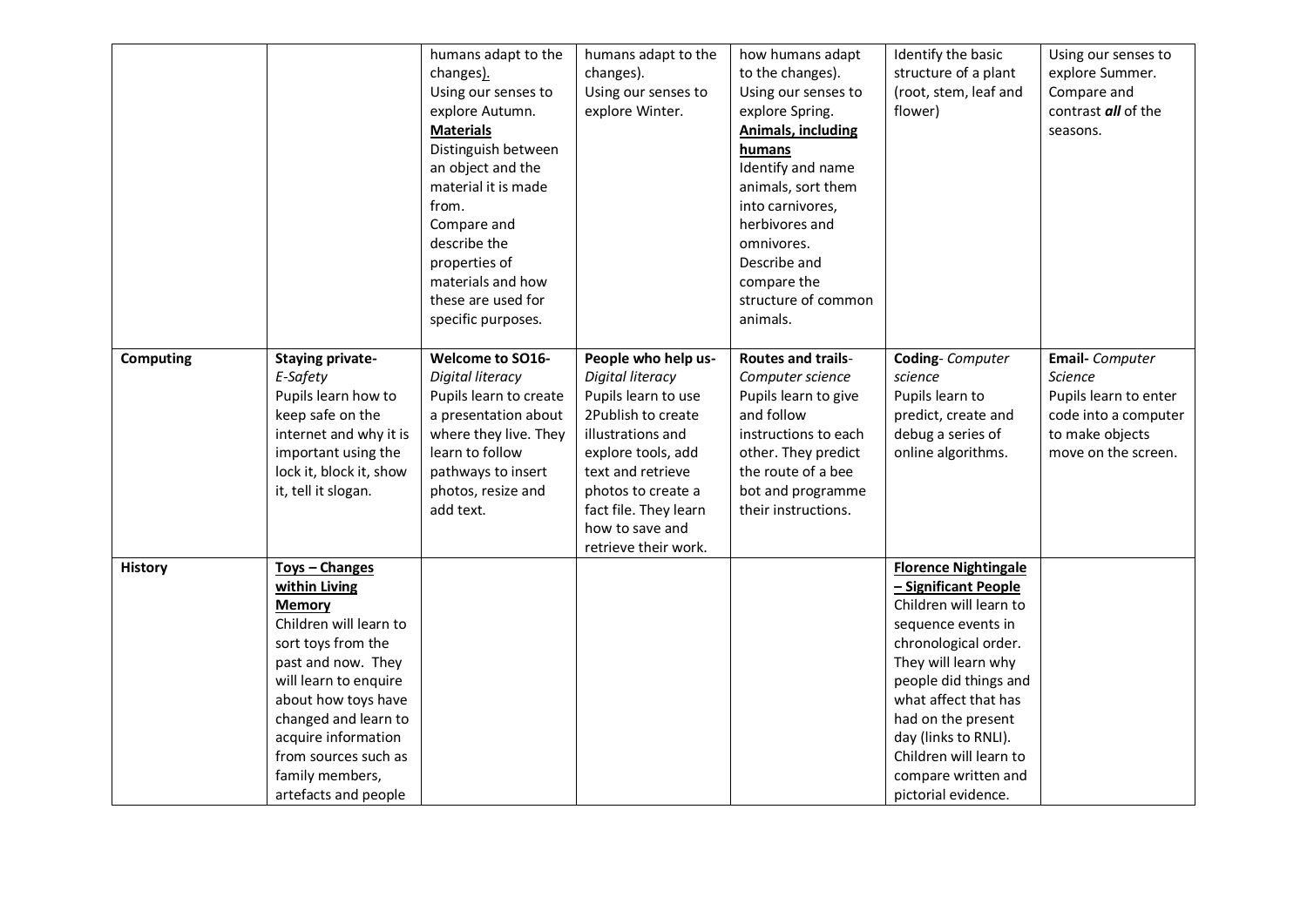| | | | | | | |
|---|---|---|---|---|---|---|
| | | humans adapt to the changes). Using our senses to explore Autumn. **Materials** Distinguish between an object and the material it is made from. Compare and describe the properties of materials and how these are used for specific purposes. | humans adapt to the changes). Using our senses to explore Winter. | how humans adapt to the changes). Using our senses to explore Spring. **Animals, including humans** Identify and name animals, sort them into carnivores, herbivores and omnivores. Describe and compare the structure of common animals. | Identify the basic structure of a plant (root, stem, leaf and flower) | Using our senses to explore Summer. Compare and contrast ***all*** of the seasons. |
| **Computing** | **Staying private-** *E-Safety* Pupils learn how to keep safe on the internet and why it is important using the lock it, block it, show it, tell it slogan. | **Welcome to SO16-** *Digital literacy* Pupils learn to create a presentation about where they live. They learn to follow pathways to insert photos, resize and add text. | **People who help us-** *Digital literacy* Pupils learn to use 2Publish to create illustrations and explore tools, add text and retrieve photos to create a fact file. They learn how to save and retrieve their work. | **Routes and trails**- *Computer science* Pupils learn to give and follow instructions to each other. They predict the route of a bee bot and programme their instructions. | **Coding**- *Computer science* Pupils learn to predict, create and debug a series of online algorithms. | **Email-** *Computer Science* Pupils learn to enter code into a computer to make objects move on the screen. |
| **History** | **Toys – Changes within Living Memory** Children will learn to sort toys from the past and now. They will learn to enquire about how toys have changed and learn to acquire information from sources such as family members, artefacts and people | | | | **Florence Nightingale – Significant People** Children will learn to sequence events in chronological order. They will learn why people did things and what affect that has had on the present day (links to RNLI). Children will learn to compare written and pictorial evidence. | |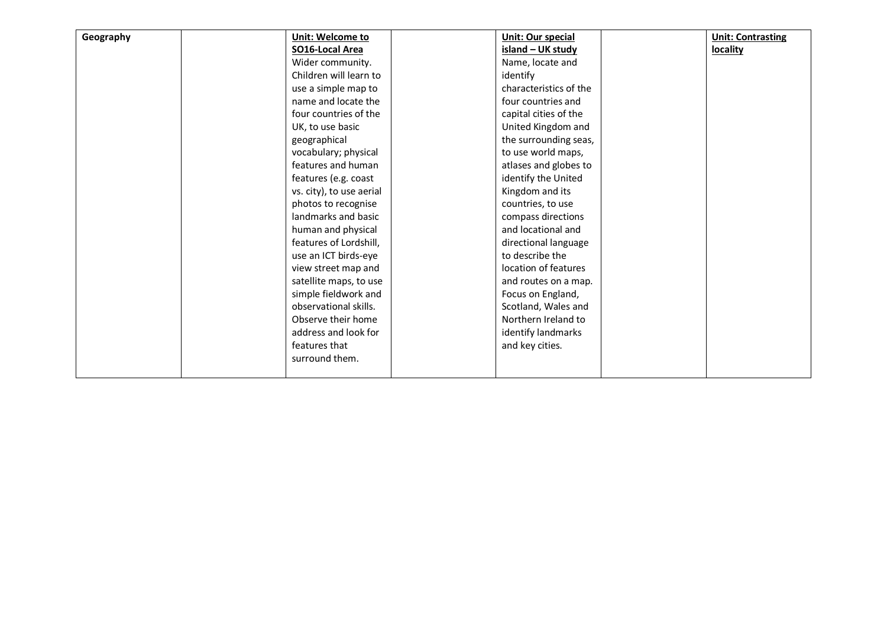| Geography | | **Unit: Welcome to SO16-Local Area** Wider community. Children will learn to use a simple map to name and locate the four countries of the UK, to use basic geographical vocabulary; physical features and human features (e.g. coast vs. city), to use aerial photos to recognise landmarks and basic human and physical features of Lordshill, use an ICT birds-eye view street map and satellite maps, to use simple fieldwork and observational skills. Observe their home address and look for features that surround them. | | **Unit: Our special island – UK study** Name, locate and identify characteristics of the four countries and capital cities of the United Kingdom and the surrounding seas, to use world maps, atlases and globes to identify the United Kingdom and its countries, to use compass directions and locational and directional language to describe the location of features and routes on a map. Focus on England, Scotland, Wales and Northern Ireland to identify landmarks and key cities. | | **Unit: Contrasting locality** |
|---|---|---|---|---|---|---|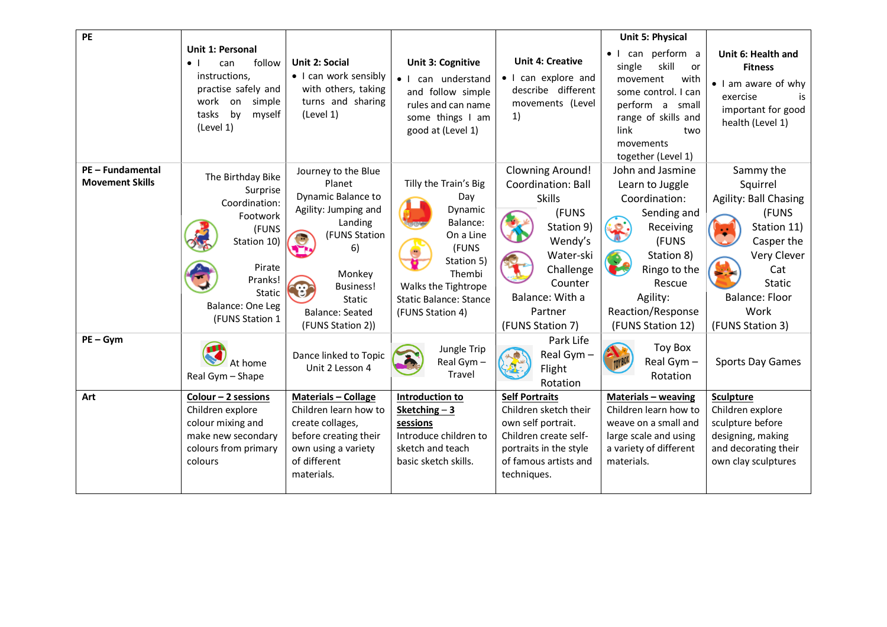| PE | **Unit 1: Personal** • I can follow instructions, practise safely and work on simple tasks by myself (Level 1) | **Unit 2: Social** • I can work sensibly with others, taking turns and sharing (Level 1) | **Unit 3: Cognitive** • I can understand and follow simple rules and can name some things I am good at (Level 1) | **Unit 4: Creative** • I can explore and describe different movements (Level 1) | **Unit 5: Physical** • I can perform a single skill or movement with some control. I can perform a small range of skills and link two movements together (Level 1) | **Unit 6: Health and Fitness** • I am aware of why exercise is important for good health (Level 1) |
|---|---|---|---|---|---|---|
| **PE – Fundamental Movement Skills** | The Birthday Bike Surprise Coordination: Footwork (FUNS Station 10) Pirate Pranks! Static Balance: One Leg (FUNS Station 1 | Journey to the Blue Planet Dynamic Balance to Agility: Jumping and Landing (FUNS Station 6) Monkey Business! Static Balance: Seated (FUNS Station 2)) | Tilly the Train's Big Day Dynamic Balance: On a Line (FUNS Station 5) Thembi Walks the Tightrope Static Balance: Stance (FUNS Station 4) | Clowning Around! Coordination: Ball Skills (FUNS Station 9) Wendy's Water-ski Challenge Counter Balance: With a Partner (FUNS Station 7) | John and Jasmine Learn to Juggle Coordination: Sending and Receiving (FUNS Station 8) Ringo to the Rescue Agility: Reaction/Response (FUNS Station 12) | Sammy the Squirrel Agility: Ball Chasing (FUNS Station 11) Casper the Very Clever Cat Static Balance: Floor Work (FUNS Station 3) |
| **PE – Gym** | At home Real Gym – Shape | Dance linked to Topic Unit 2 Lesson 4 | Jungle Trip Real Gym – Travel | Park Life Real Gym – Flight Rotation | Toy Box Real Gym – Rotation | Sports Day Games |
| **Art** | <u>**Colour – 2 sessions**</u> Children explore colour mixing and make new secondary colours from primary colours | <u>**Materials – Collage**</u> Children learn how to create collages, before creating their own using a variety of different materials. | <u>**Introduction to Sketching – 3 sessions**</u> Introduce children to sketch and teach basic sketch skills. | <u>**Self Portraits**</u> Children sketch their own self portrait. Children create self-portraits in the style of famous artists and techniques. | <u>**Materials – weaving**</u> Children learn how to weave on a small and large scale and using a variety of different materials. | <u>**Sculpture**</u> Children explore sculpture before designing, making and decorating their own clay sculptures |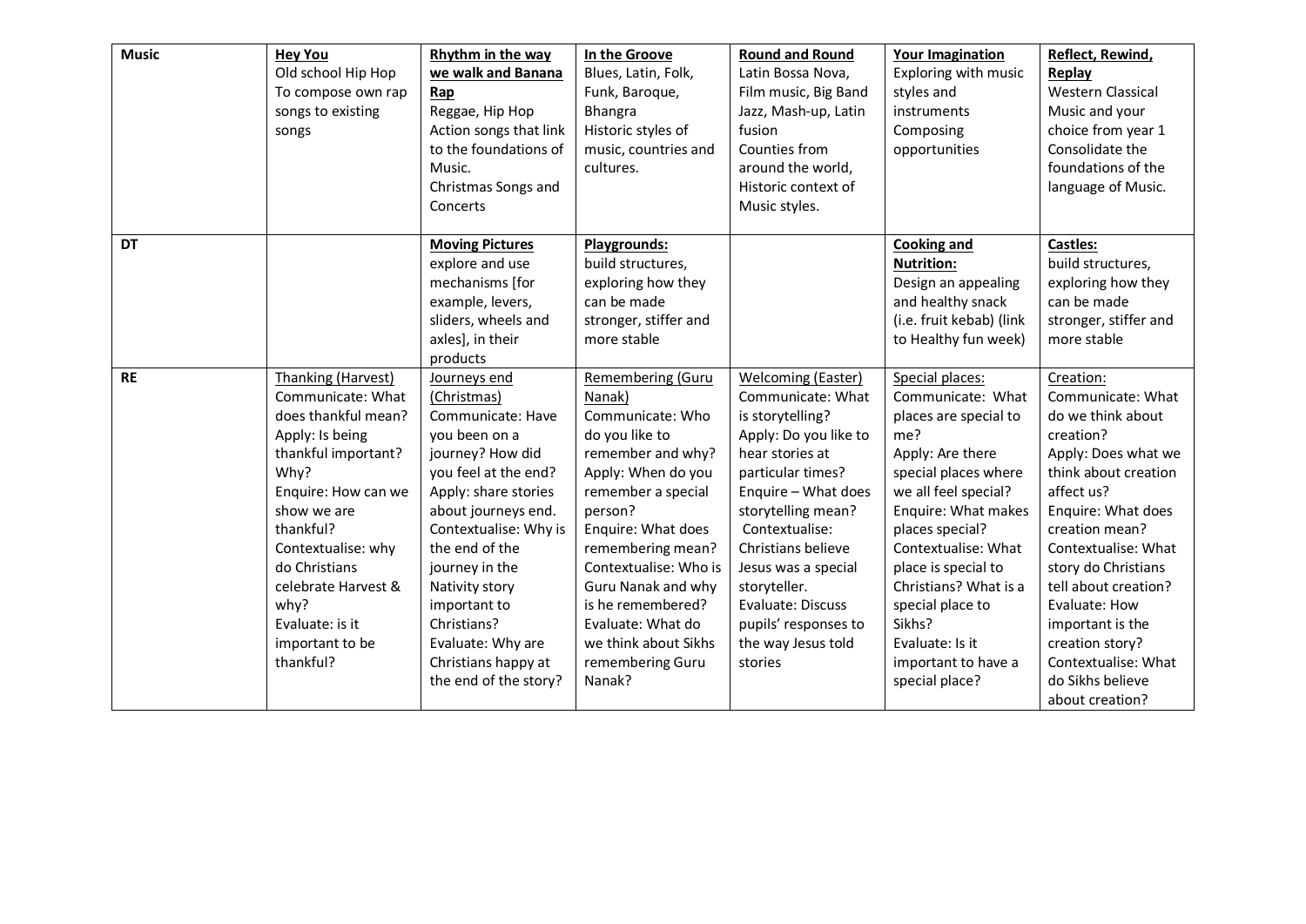| Music | **Hey You**<br>Old school Hip Hop<br>To compose own rap songs to existing songs | **Rhythm in the way we walk and Banana Rap**<br>Reggae, Hip Hop<br>Action songs that link to the foundations of Music.<br>Christmas Songs and Concerts | **In the Groove**<br>Blues, Latin, Folk, Funk, Baroque, Bhangra<br>Historic styles of music, countries and cultures. | **Round and Round**<br>Latin Bossa Nova, Film music, Big Band Jazz, Mash-up, Latin fusion<br>Counties from around the world, Historic context of Music styles. | **Your Imagination**<br>Exploring with music styles and instruments<br>Composing opportunities | **Reflect, Rewind, Replay**<br>Western Classical Music and your choice from year 1<br>Consolidate the foundations of the language of Music. |
|---|---|---|---|---|---|---|
| **DT** | | **Moving Pictures**<br>explore and use mechanisms [for example, levers, sliders, wheels and axles], in their products | **Playgrounds:**<br>build structures, exploring how they can be made stronger, stiffer and more stable | | **Cooking and Nutrition:**<br>Design an appealing and healthy snack (i.e. fruit kebab) (link to Healthy fun week) | **Castles:**<br>build structures, exploring how they can be made stronger, stiffer and more stable |
| **RE** | Thanking (Harvest)<br>Communicate: What does thankful mean?<br>Apply: Is being thankful important? Why?<br>Enquire: How can we show we are thankful?<br>Contextualise: why do Christians celebrate Harvest & why?<br>Evaluate: is it important to be thankful? | Journeys end (Christmas)<br>Communicate: Have you been on a journey? How did you feel at the end?<br>Apply: share stories about journeys end.<br>Contextualise: Why is the end of the journey in the Nativity story important to Christians?<br>Evaluate: Why are Christians happy at the end of the story? | Remembering (Guru Nanak)<br>Communicate: Who do you like to remember and why?<br>Apply: When do you remember a special person?<br>Enquire: What does remembering mean?<br>Contextualise: Who is Guru Nanak and why is he remembered?<br>Evaluate: What do we think about Sikhs remembering Guru Nanak? | Welcoming (Easter)<br>Communicate: What is storytelling?<br>Apply: Do you like to hear stories at particular times?<br>Enquire – What does storytelling mean?<br>Contextualise: Christians believe Jesus was a special storyteller.<br>Evaluate: Discuss pupils' responses to the way Jesus told stories | Special places:<br>Communicate: What places are special to me?<br>Apply: Are there special places where we all feel special?<br>Enquire: What makes places special?<br>Contextualise: What place is special to Christians? What is a special place to Sikhs?<br>Evaluate: Is it important to have a special place? | Creation:<br>Communicate: What do we think about creation?<br>Apply: Does what we think about creation affect us?<br>Enquire: What does creation mean?<br>Contextualise: What story do Christians tell about creation?<br>Evaluate: How important is the creation story?<br>Contextualise: What do Sikhs believe about creation? |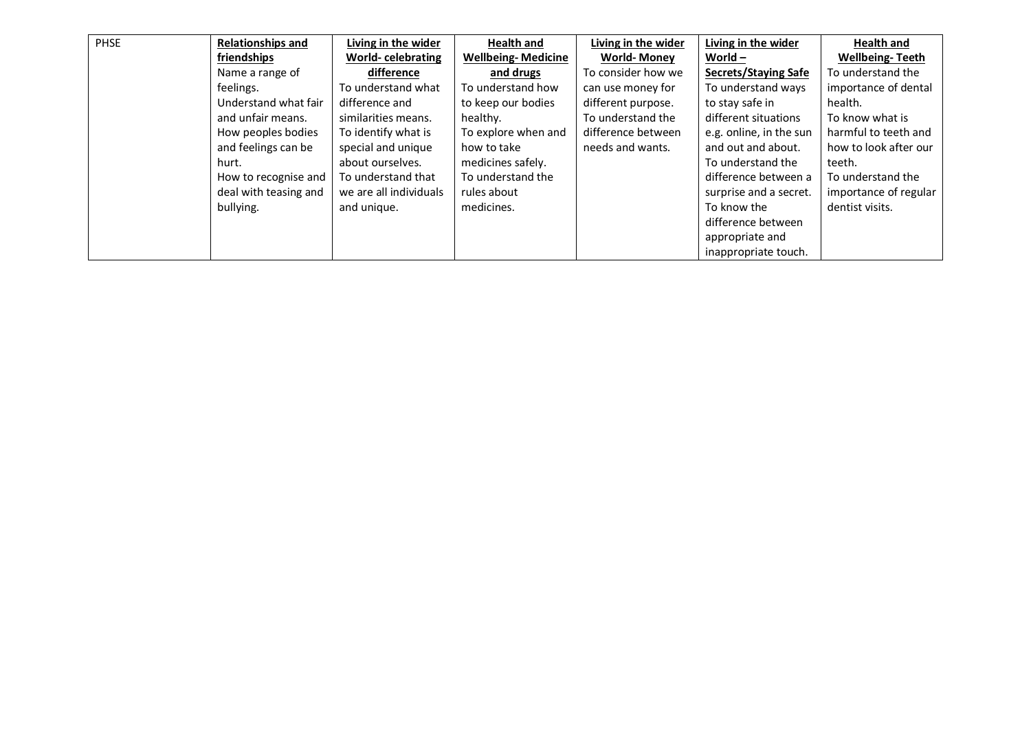| | | | | | | |
|---|---|---|---|---|---|---|
| PHSE | **Relationships and friendships**<br>Name a range of feelings.<br>Understand what fair and unfair means.<br>How peoples bodies and feelings can be hurt.<br>How to recognise and deal with teasing and bullying. | **Living in the wider World- celebrating difference**<br>To understand what difference and similarities means.<br>To identify what is special and unique about ourselves.<br>To understand that we are all individuals and unique. | **Health and Wellbeing- Medicine and drugs**<br>To understand how to keep our bodies healthy.<br>To explore when and how to take medicines safely.<br>To understand the rules about medicines. | **Living in the wider World- Money**<br>To consider how we can use money for different purpose.<br>To understand the difference between needs and wants. | **Living in the wider World – Secrets/Staying Safe**<br>To understand ways to stay safe in different situations e.g. online, in the sun and out and about.<br>To understand the difference between a surprise and a secret.<br>To know the difference between appropriate and inappropriate touch. | **Health and Wellbeing- Teeth**<br>To understand the importance of dental health.<br>To know what is harmful to teeth and how to look after our teeth.<br>To understand the importance of regular dentist visits. |